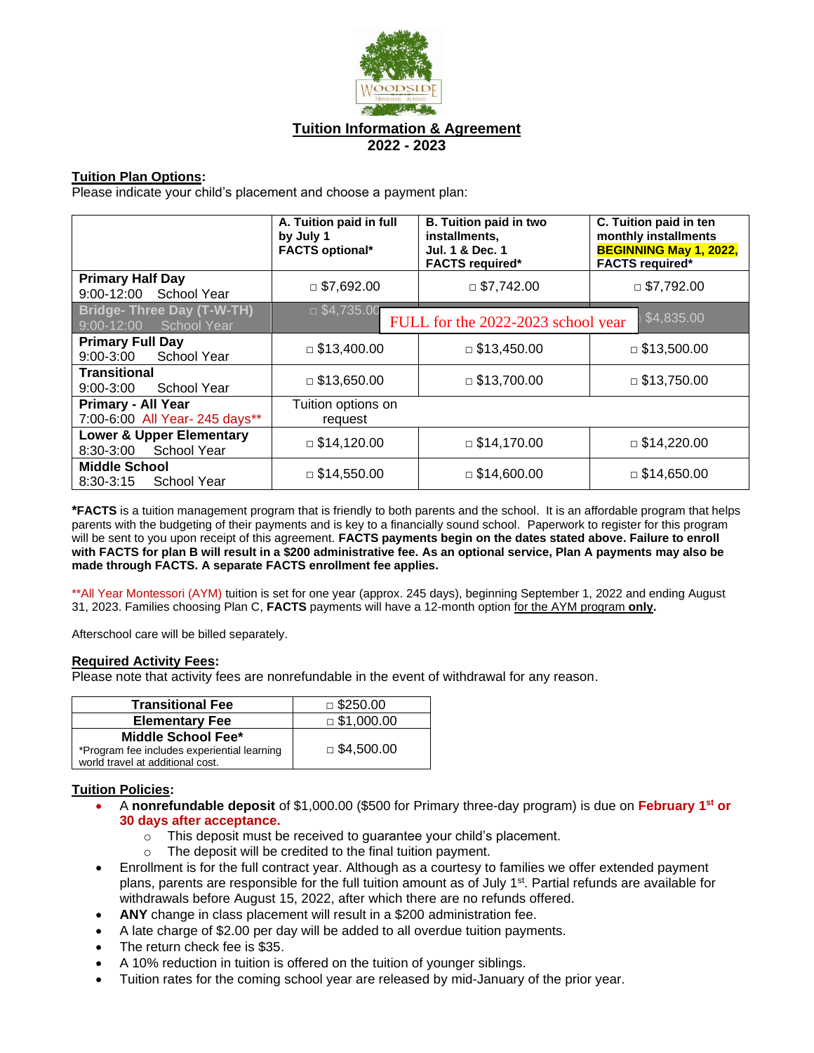# Tuition Information & Agreement
## 2022 - 2023

**Tuition Plan Options:**
Please indicate your child's placement and choose a payment plan:

| | **A. Tuition paid in full by July 1 FACTS optional*** | **B. Tuition paid in two installments, Jul. 1 & Dec. 1 FACTS required*** | **C. Tuition paid in ten monthly installments BEGINNING May 1, 2022, FACTS required*** |
|---|---|---|---|
| **Primary Half Day** 9:00-12:00 School Year | □ $7,692.00 | □ $7,742.00 | □ $7,792.00 |
| **Bridge- Three Day (T-W-TH)** 9:00-12:00 School Year | □ $4,735.00 | FULL for the 2022-2023 school year | □ $4,835.00 |
| **Primary Full Day** 9:00-3:00 School Year | □ $13,400.00 | □ $13,450.00 | □ $13,500.00 |
| **Transitional** 9:00-3:00 School Year | □ $13,650.00 | □ $13,700.00 | □ $13,750.00 |
| **Primary - All Year** 7:00-6:00 All Year- 245 days** | Tuition options on request | | |
| **Lower & Upper Elementary** 8:30-3:00 School Year | □ $14,120.00 | □ $14,170.00 | □ $14,220.00 |
| **Middle School** 8:30-3:15 School Year | □ $14,550.00 | □ $14,600.00 | □ $14,650.00 |

***FACTS** is a tuition management program that is friendly to both parents and the school. It is an affordable program that helps parents with the budgeting of their payments and is key to a financially sound school. Paperwork to register for this program will be sent to you upon receipt of this agreement. **FACTS payments begin on the dates stated above. Failure to enroll with FACTS for plan B will result in a $200 administrative fee. As an optional service, Plan A payments may also be made through FACTS. A separate FACTS enrollment fee applies.**

**All Year Montessori (AYM) tuition is set for one year (approx. 245 days), beginning September 1, 2022 and ending August 31, 2023. Families choosing Plan C, **FACTS** payments will have a 12-month option for the AYM program **only**.

Afterschool care will be billed separately.

**Required Activity Fees:**
Please note that activity fees are nonrefundable in the event of withdrawal for any reason.

| Fee | Amount |
|---|---|
| **Transitional Fee** | □ $250.00 |
| **Elementary Fee** | □ $1,000.00 |
| **Middle School Fee*** *Program fee includes experiential learning world travel at additional cost. | □ $4,500.00 |

**Tuition Policies:**

- A **nonrefundable deposit** of $1,000.00 ($500 for Primary three-day program) is due on **February 1st or 30 days after acceptance.**
  - This deposit must be received to guarantee your child's placement.
  - The deposit will be credited to the final tuition payment.
- Enrollment is for the full contract year. Although as a courtesy to families we offer extended payment plans, parents are responsible for the full tuition amount as of July 1st. Partial refunds are available for withdrawals before August 15, 2022, after which there are no refunds offered.
- **ANY** change in class placement will result in a $200 administration fee.
- A late charge of $2.00 per day will be added to all overdue tuition payments.
- The return check fee is $35.
- A 10% reduction in tuition is offered on the tuition of younger siblings.
- Tuition rates for the coming school year are released by mid-January of the prior year.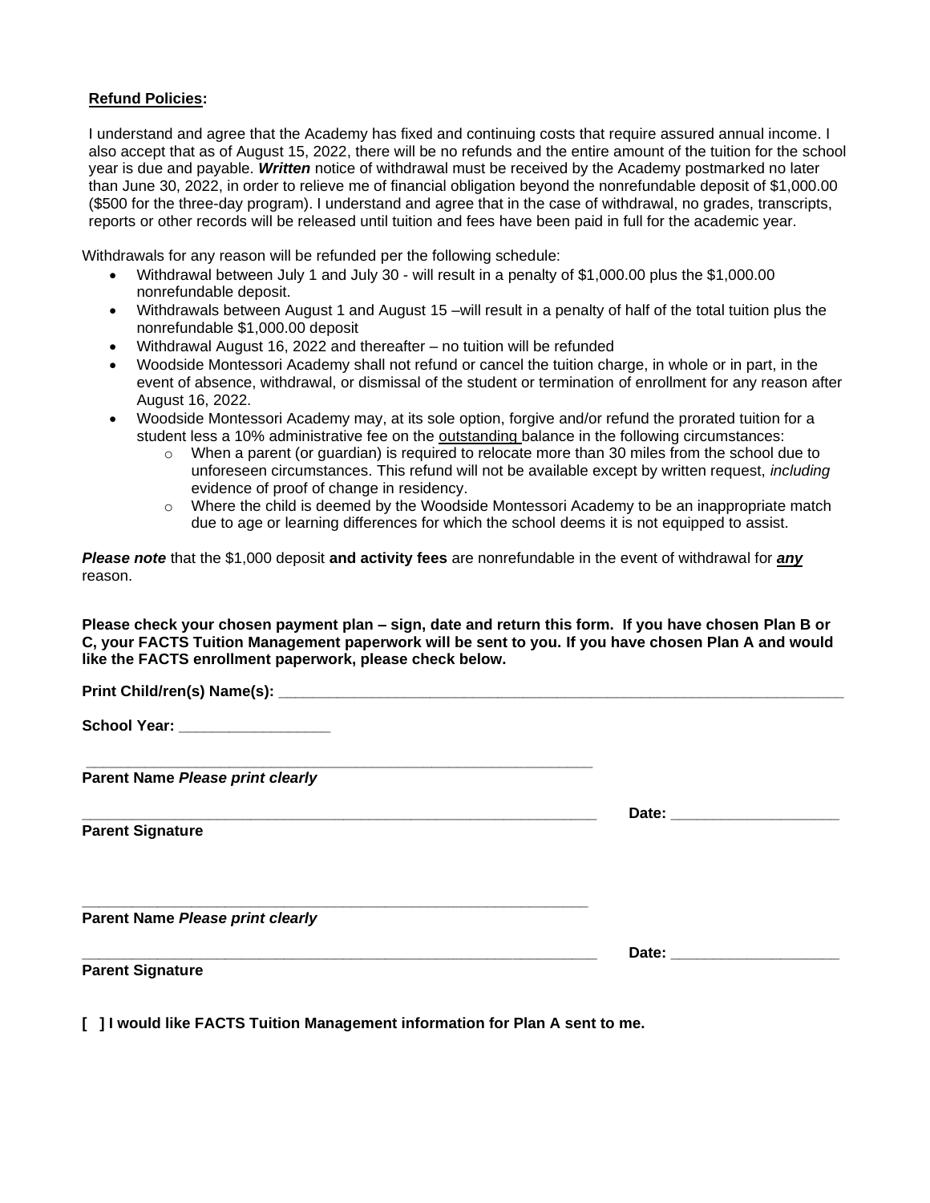**Refund Policies:**

I understand and agree that the Academy has fixed and continuing costs that require assured annual income. I also accept that as of August 15, 2022, there will be no refunds and the entire amount of the tuition for the school year is due and payable. ***Written*** notice of withdrawal must be received by the Academy postmarked no later than June 30, 2022, in order to relieve me of financial obligation beyond the nonrefundable deposit of $1,000.00 ($500 for the three-day program). I understand and agree that in the case of withdrawal, no grades, transcripts, reports or other records will be released until tuition and fees have been paid in full for the academic year.

Withdrawals for any reason will be refunded per the following schedule:

- Withdrawal between July 1 and July 30 - will result in a penalty of $1,000.00 plus the $1,000.00 nonrefundable deposit.
- Withdrawals between August 1 and August 15 –will result in a penalty of half of the total tuition plus the nonrefundable $1,000.00 deposit
- Withdrawal August 16, 2022 and thereafter – no tuition will be refunded
- Woodside Montessori Academy shall not refund or cancel the tuition charge, in whole or in part, in the event of absence, withdrawal, or dismissal of the student or termination of enrollment for any reason after August 16, 2022.
- Woodside Montessori Academy may, at its sole option, forgive and/or refund the prorated tuition for a student less a 10% administrative fee on the outstanding balance in the following circumstances:
  - When a parent (or guardian) is required to relocate more than 30 miles from the school due to unforeseen circumstances. This refund will not be available except by written request, *including* evidence of proof of change in residency.
  - Where the child is deemed by the Woodside Montessori Academy to be an inappropriate match due to age or learning differences for which the school deems it is not equipped to assist.

***Please note*** that the $1,000 deposit **and activity fees** are nonrefundable in the event of withdrawal for ***any*** reason.

**Please check your chosen payment plan – sign, date and return this form. If you have chosen Plan B or C, your FACTS Tuition Management paperwork will be sent to you. If you have chosen Plan A and would like the FACTS enrollment paperwork, please check below.**

**Print Child/ren(s) Name(s):** ________________________________________________________________

**School Year:** __________________

____________________________________________________________
**Parent Name *Please print clearly***

____________________________________________________________ **Date:** ____________________
**Parent Signature**

____________________________________________________________
**Parent Name *Please print clearly***

____________________________________________________________ **Date:** ____________________
**Parent Signature**

**[ ] I would like FACTS Tuition Management information for Plan A sent to me.**